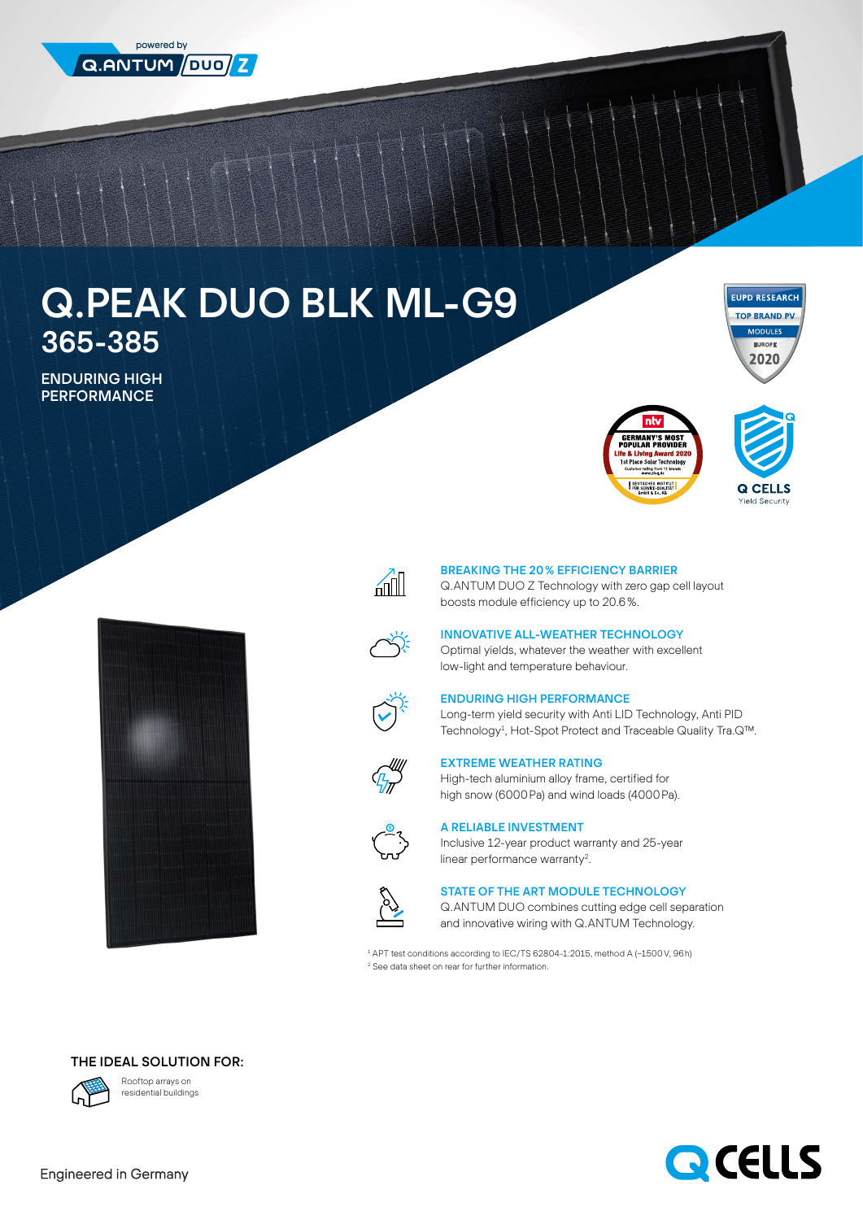powered by Q.ANTUM DUO Z

# Q.PEAK DUO BLK ML-G9

## 365-385

**ENDURING HIGH PERFORMANCE**

EUPD RESEARCH TOP BRAND PV MODULES EUROPE 2020

ntv GERMANY'S MOST POPULAR PROVIDER Life & Living Award 2020 1st Place Solar Technology

Q CELLS Yield Security

### BREAKING THE 20% EFFICIENCY BARRIER

Q.ANTUM DUO Z Technology with zero gap cell layout boosts module efficiency up to 20.6%.

### INNOVATIVE ALL-WEATHER TECHNOLOGY

Optimal yields, whatever the weather with excellent low-light and temperature behaviour.

### ENDURING HIGH PERFORMANCE

Long-term yield security with Anti LID Technology, Anti PID Technology[1], Hot-Spot Protect and Traceable Quality Tra.Q™.

### EXTREME WEATHER RATING

High-tech aluminium alloy frame, certified for high snow (6000 Pa) and wind loads (4000 Pa).

### A RELIABLE INVESTMENT

Inclusive 12-year product warranty and 25-year linear performance warranty[2].

### STATE OF THE ART MODULE TECHNOLOGY

Q.ANTUM DUO combines cutting edge cell separation and innovative wiring with Q.ANTUM Technology.

[1] APT test conditions according to IEC/TS 62804-1:2015, method A (−1500 V, 96 h)
[2] See data sheet on rear for further information.

**THE IDEAL SOLUTION FOR:**

Rooftop arrays on residential buildings

Engineered in Germany

Q CELLS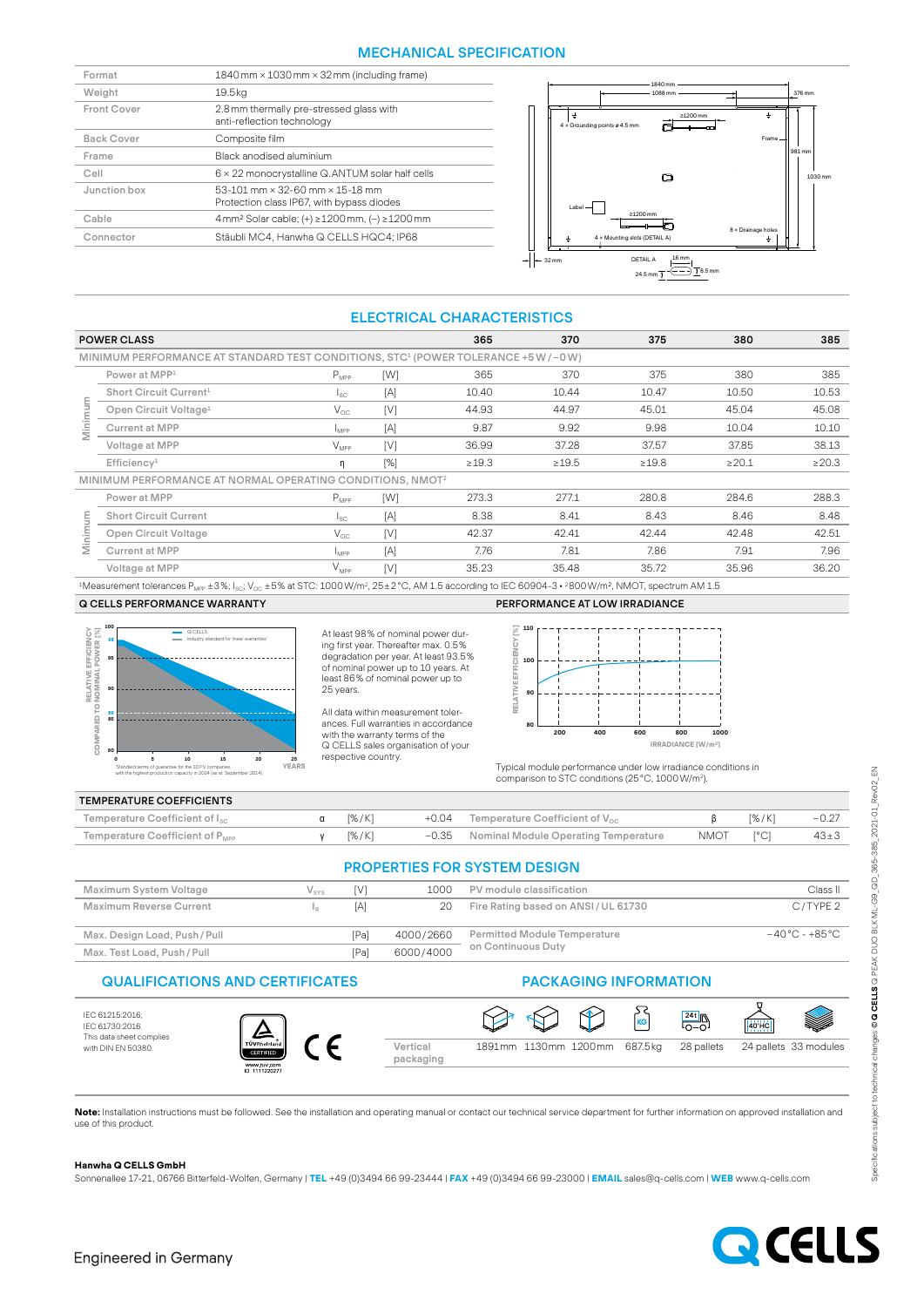## MECHANICAL SPECIFICATION

| | |
|---|---|
| Format | 1840 mm × 1030 mm × 32 mm (including frame) |
| Weight | 19.5 kg |
| Front Cover | 2.8 mm thermally pre-stressed glass with anti-reflection technology |
| Back Cover | Composite film |
| Frame | Black anodised aluminium |
| Cell | 6 × 22 monocrystalline Q.ANTUM solar half cells |
| Junction box | 53-101 mm × 32-60 mm × 15-18 mm Protection class IP67, with bypass diodes |
| Cable | 4 mm² Solar cable; (+) ≥1200 mm, (−) ≥1200 mm |
| Connector | Stäubli MC4, Hanwha Q CELLS HQC4; IP68 |

1840 mm
1088 mm
376 mm
4 × Grounding points ø 4.5 mm
≥1200 mm
Frame
981 mm
1030 mm
Label
≥1200 mm
8 × Drainage holes
4 × Mounting slots (DETAIL A)
32 mm
DETAIL A
16 mm
24.5 mm
8.5 mm

## ELECTRICAL CHARACTERISTICS

| POWER CLASS | | | | 365 | 370 | 375 | 380 | 385 |
|---|---|---|---|---|---|---|---|---|
| MINIMUM PERFORMANCE AT STANDARD TEST CONDITIONS, STC[1] (POWER TOLERANCE +5 W / −0 W) | | | | | | | | |
| Minimum | Power at MPP[1] | $P_{MPP}$ | [W] | 365 | 370 | 375 | 380 | 385 |
| | Short Circuit Current[1] | $I_{SC}$ | [A] | 10.40 | 10.44 | 10.47 | 10.50 | 10.53 |
| | Open Circuit Voltage[1] | $V_{OC}$ | [V] | 44.93 | 44.97 | 45.01 | 45.04 | 45.08 |
| | Current at MPP | $I_{MPP}$ | [A] | 9.87 | 9.92 | 9.98 | 10.04 | 10.10 |
| | Voltage at MPP | $V_{MPP}$ | [V] | 36.99 | 37.28 | 37.57 | 37.85 | 38.13 |
| | Efficiency[1] | η | [%] | ≥19.3 | ≥19.5 | ≥19.8 | ≥20.1 | ≥20.3 |
| MINIMUM PERFORMANCE AT NORMAL OPERATING CONDITIONS, NMOT[2] | | | | | | | | |
| Minimum | Power at MPP | $P_{MPP}$ | [W] | 273.3 | 277.1 | 280.8 | 284.6 | 288.3 |
| | Short Circuit Current | $I_{SC}$ | [A] | 8.38 | 8.41 | 8.43 | 8.46 | 8.48 |
| | Open Circuit Voltage | $V_{OC}$ | [V] | 42.37 | 42.41 | 42.44 | 42.48 | 42.51 |
| | Current at MPP | $I_{MPP}$ | [A] | 7.76 | 7.81 | 7.86 | 7.91 | 7.96 |
| | Voltage at MPP | $V_{MPP}$ | [V] | 35.23 | 35.48 | 35.72 | 35.96 | 36.20 |

[1]Measurement tolerances $P_{MPP}$ ±3%; $I_{SC}$; $V_{OC}$ ±5% at STC: 1000 W/m², 25±2 °C, AM 1.5 according to IEC 60904-3 • [2]800 W/m², NMOT, spectrum AM 1.5

### Q CELLS PERFORMANCE WARRANTY

RELATIVE EFFICIENCY COMPARED TO NOMINAL POWER [%]
100
98
95
90
86
85
80
0 5 10 15 20 25
YEARS
Q CELLS
Industry standard for linear warranties*
*Standard terms of guarantee for the 10 PV companies with the highest production capacity in 2014 (as at: September 2014)

At least 98% of nominal power during first year. Thereafter max. 0.5% degradation per year. At least 93.5% of nominal power up to 10 years. At least 86% of nominal power up to 25 years.

All data within measurement tolerances. Full warranties in accordance with the warranty terms of the Q CELLS sales organisation of your respective country.

### PERFORMANCE AT LOW IRRADIANCE

RELATIVE EFFICIENCY [%]
110
100
90
80
200 400 600 800 1000
IRRADIANCE [W/m²]

Typical module performance under low irradiance conditions in comparison to STC conditions (25 °C, 1000 W/m²).

### TEMPERATURE COEFFICIENTS

| | | | | | | | |
|---|---|---|---|---|---|---|---|
| Temperature Coefficient of $I_{SC}$ | α | [%/K] | +0.04 | Temperature Coefficient of $V_{OC}$ | β | [%/K] | −0.27 |
| Temperature Coefficient of $P_{MPP}$ | γ | [%/K] | −0.35 | Nominal Module Operating Temperature | NMOT | [°C] | 43±3 |

## PROPERTIES FOR SYSTEM DESIGN

| | | | | | |
|---|---|---|---|---|---|
| Maximum System Voltage | $V_{SYS}$ | [V] | 1000 | PV module classification | Class II |
| Maximum Reverse Current | $I_R$ | [A] | 20 | Fire Rating based on ANSI / UL 61730 | C / TYPE 2 |
| Max. Design Load, Push / Pull | | [Pa] | 4000 / 2660 | Permitted Module Temperature on Continuous Duty | −40 °C - +85 °C |
| Max. Test Load, Push / Pull | | [Pa] | 6000 / 4000 | | |

## QUALIFICATIONS AND CERTIFICATES

IEC 61215:2016; IEC 61730:2016. This data sheet complies with DIN EN 50380.

TÜVRheinland CERTIFIED www.tuv.com ID 1111220277

CE

## PACKAGING INFORMATION

| | | | | | | | |
|---|---|---|---|---|---|---|---|
| Vertical packaging | 1891 mm | 1130 mm | 1200 mm | 687.5 kg | 28 pallets | 24 pallets | 33 modules |

**Note:** Installation instructions must be followed. See the installation and operating manual or contact our technical service department for further information on approved installation and use of this product.

**Hanwha Q CELLS GmbH**
Sonnenallee 17-21, 06766 Bitterfeld-Wolfen, Germany | **TEL** +49 (0)3494 66 99-23444 | **FAX** +49 (0)3494 66 99-23000 | **EMAIL** sales@q-cells.com | **WEB** www.q-cells.com

Engineered in Germany

Specifications subject to technical changes © Q CELLS Q.PEAK DUO BLK ML-G9_QD_365-385_2021-01_Rev02_EN